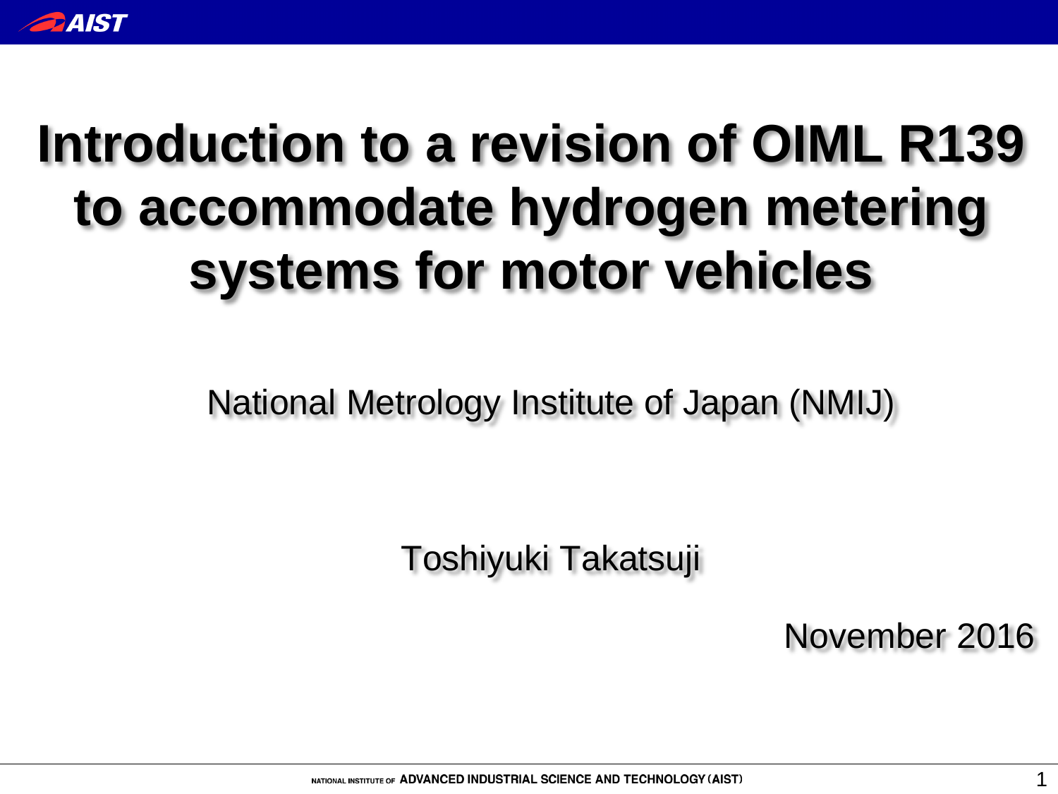# Introduction to a revision of OIML R139 to accommodate hydrogen metering systems for motor vehicles

National Metrology Institute of Japan (NMIJ)

Toshiyuki Takatsuji

November 2016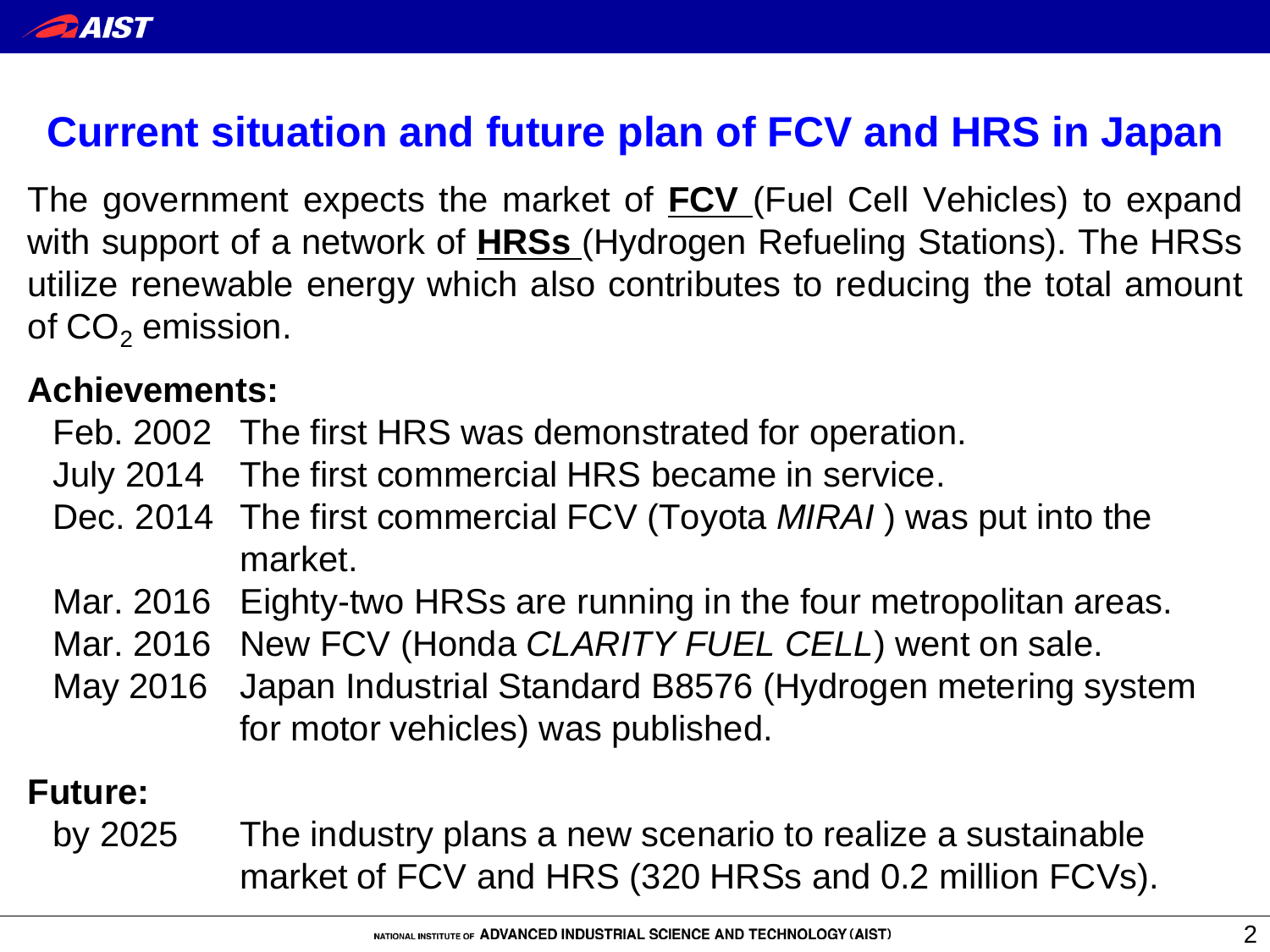# Current situation and future plan of FCV and HRS in Japan

The government expects the market of **FCV** (Fuel Cell Vehicles) to expand with support of a network of **HRSs** (Hydrogen Refueling Stations). The HRSs utilize renewable energy which also contributes to reducing the total amount of $CO_2$ emission.

**Achievements:**

| | |
|---|---|
| Feb. 2002 | The first HRS was demonstrated for operation. |
| July 2014 | The first commercial HRS became in service. |
| Dec. 2014 | The first commercial FCV (Toyota *MIRAI* ) was put into the market. |
| Mar. 2016 | Eighty-two HRSs are running in the four metropolitan areas. |
| Mar. 2016 | New FCV (Honda *CLARITY FUEL CELL*) went on sale. |
| May 2016 | Japan Industrial Standard B8576 (Hydrogen metering system for motor vehicles) was published. |

**Future:**

| | |
|---|---|
| by 2025 | The industry plans a new scenario to realize a sustainable market of FCV and HRS (320 HRSs and 0.2 million FCVs). |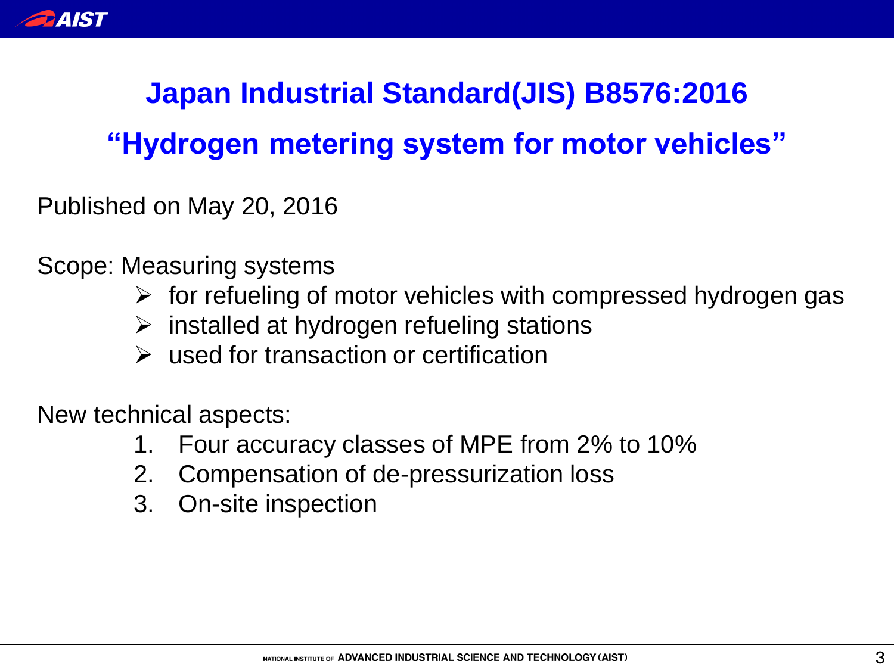# Japan Industrial Standard(JIS) B8576:2016

## "Hydrogen metering system for motor vehicles"

Published on May 20, 2016

Scope: Measuring systems

- for refueling of motor vehicles with compressed hydrogen gas
- installed at hydrogen refueling stations
- used for transaction or certification

New technical aspects:

1. Four accuracy classes of MPE from 2% to 10%
2. Compensation of de-pressurization loss
3. On-site inspection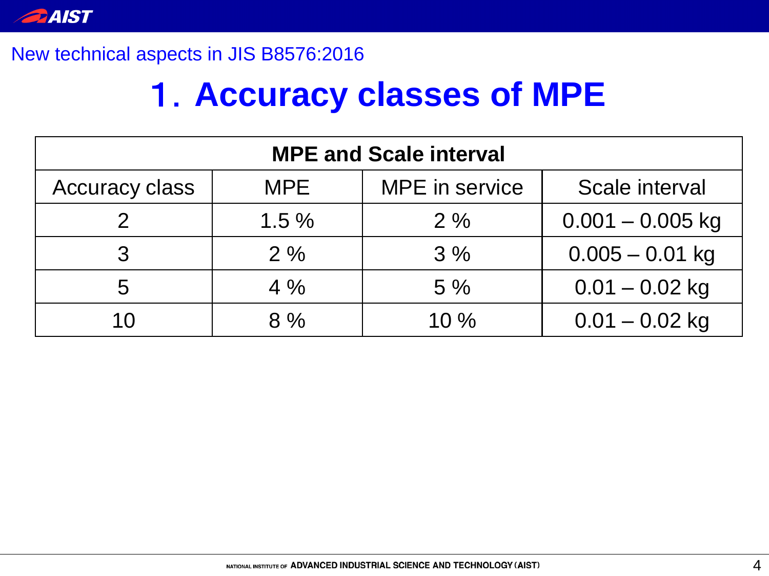New technical aspects in JIS B8576:2016

# 1. Accuracy classes of MPE

| MPE and Scale interval | | | |
|---|---|---|---|
| Accuracy class | MPE | MPE in service | Scale interval |
| 2 | 1.5 % | 2 % | 0.001 – 0.005 kg |
| 3 | 2 % | 3 % | 0.005 – 0.01 kg |
| 5 | 4 % | 5 % | 0.01 – 0.02 kg |
| 10 | 8 % | 10 % | 0.01 – 0.02 kg |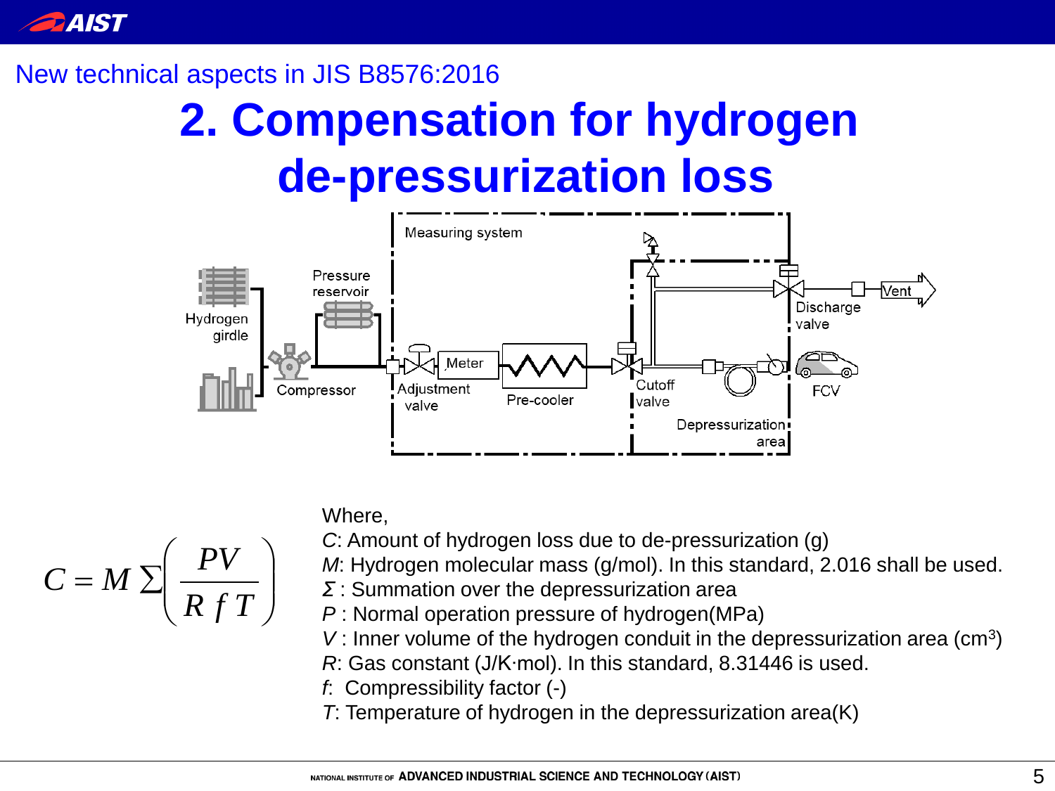New technical aspects in JIS B8576:2016

# 2. Compensation for hydrogen de-pressurization loss

Measuring system

Hydrogen girdle | Pressure reservoir | Compressor | Adjustment valve | Meter | Pre-cooler | Cutoff valve | Discharge valve | Vent | FCV | Depressurization area

$$C = M \sum \left( \frac{PV}{R\,f\,T} \right)$$

Where,

*C*: Amount of hydrogen loss due to de-pressurization (g)

*M*: Hydrogen molecular mass (g/mol). In this standard, 2.016 shall be used.

*Σ* : Summation over the depressurization area

*P* : Normal operation pressure of hydrogen(MPa)

*V* : Inner volume of the hydrogen conduit in the depressurization area (cm$^3$)

*R*: Gas constant (J/K·mol). In this standard, 8.31446 is used.

*f*: Compressibility factor (-)

*T*: Temperature of hydrogen in the depressurization area(K)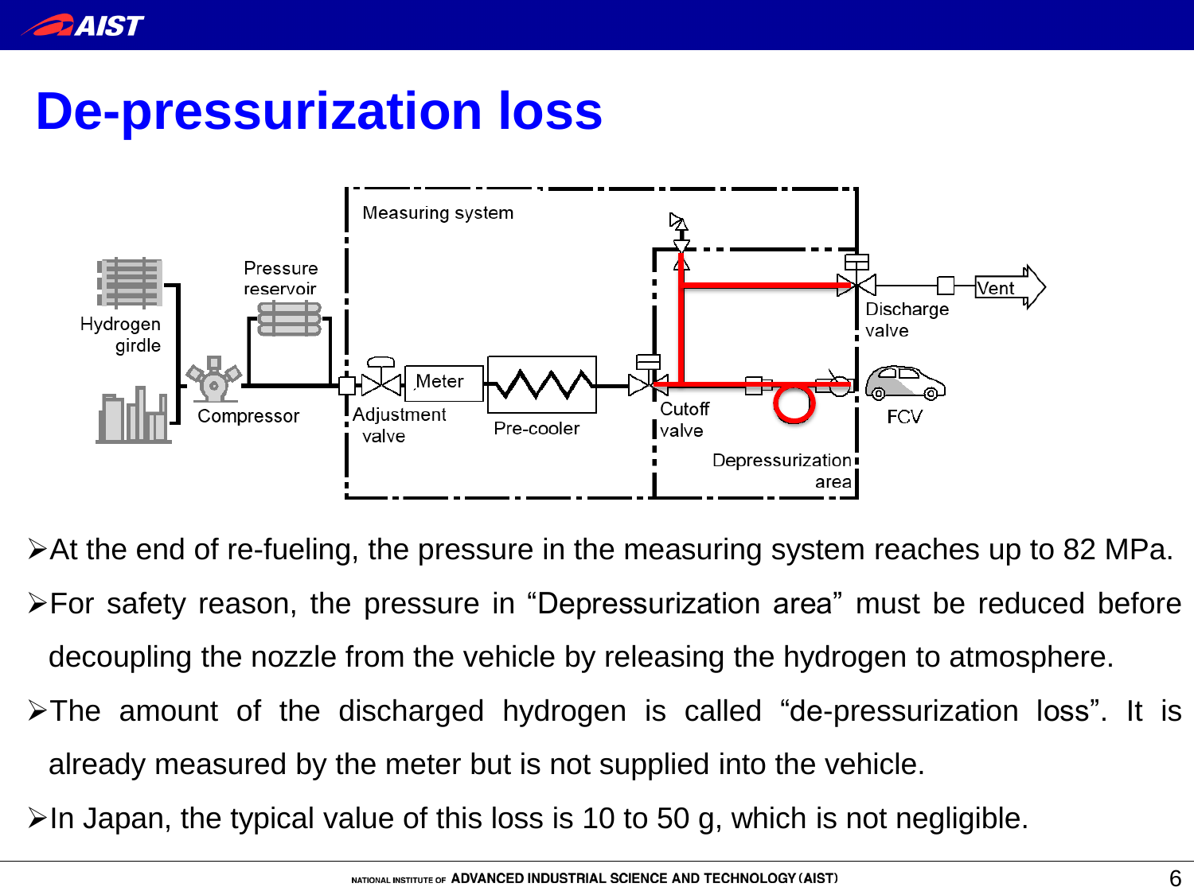# De-pressurization loss

- At the end of re-fueling, the pressure in the measuring system reaches up to 82 MPa.
- For safety reason, the pressure in “Depressurization area” must be reduced before decoupling the nozzle from the vehicle by releasing the hydrogen to atmosphere.
- The amount of the discharged hydrogen is called “de-pressurization loss”. It is already measured by the meter but is not supplied into the vehicle.
- In Japan, the typical value of this loss is 10 to 50 g, which is not negligible.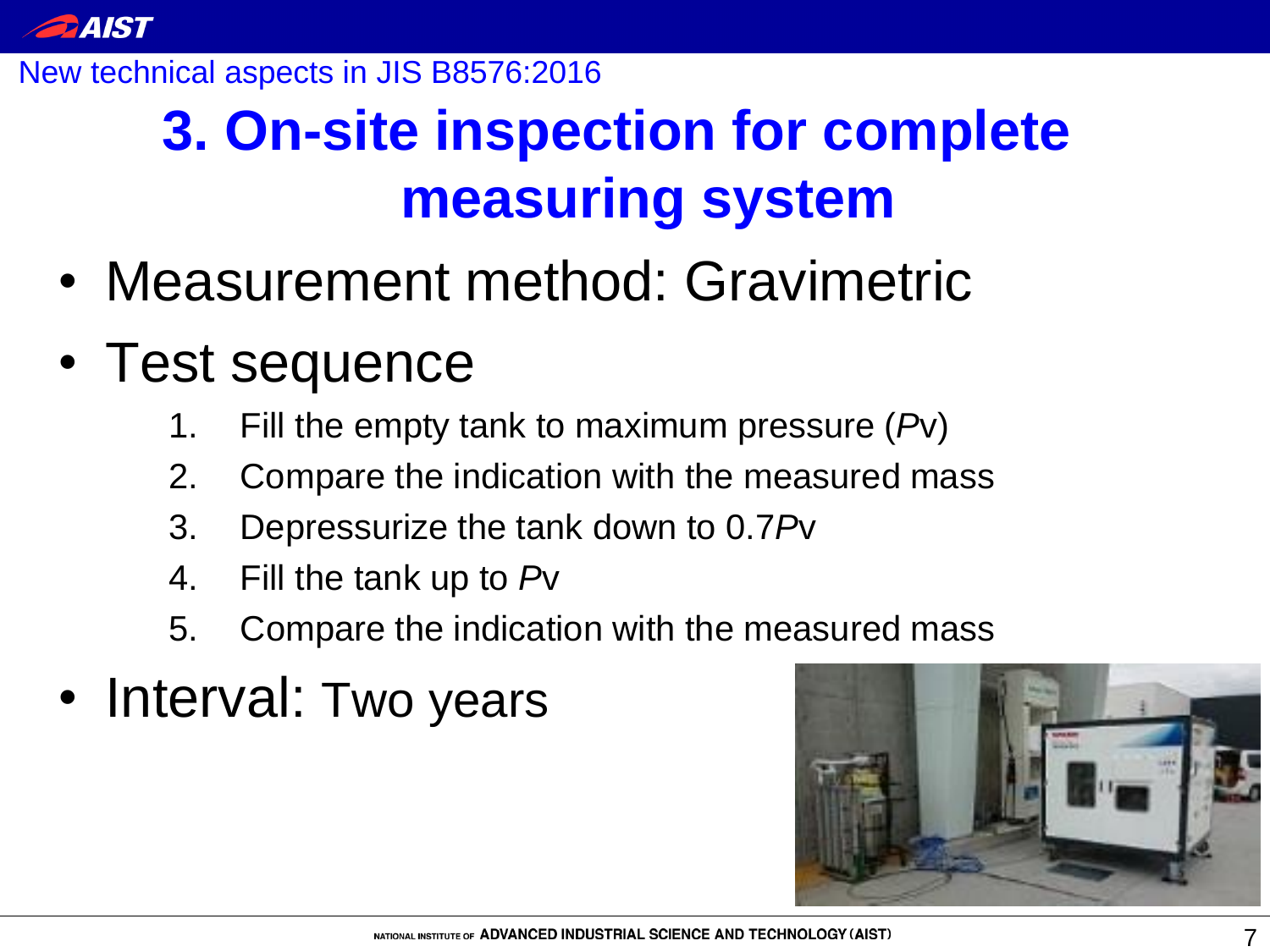New technical aspects in JIS B8576:2016

# 3. On-site inspection for complete measuring system

- Measurement method: Gravimetric
- Test sequence
  1. Fill the empty tank to maximum pressure ($P$v)
  2. Compare the indication with the measured mass
  3. Depressurize the tank down to 0.7$P$v
  4. Fill the tank up to $P$v
  5. Compare the indication with the measured mass
- Interval: Two years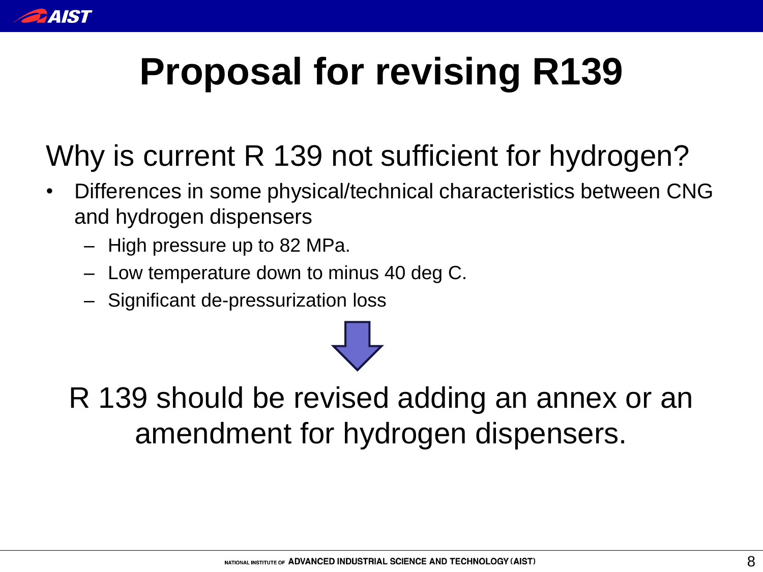# Proposal for revising R139

## Why is current R 139 not sufficient for hydrogen?

- Differences in some physical/technical characteristics between CNG and hydrogen dispensers
  - High pressure up to 82 MPa.
  - Low temperature down to minus 40 deg C.
  - Significant de-pressurization loss

R 139 should be revised adding an annex or an amendment for hydrogen dispensers.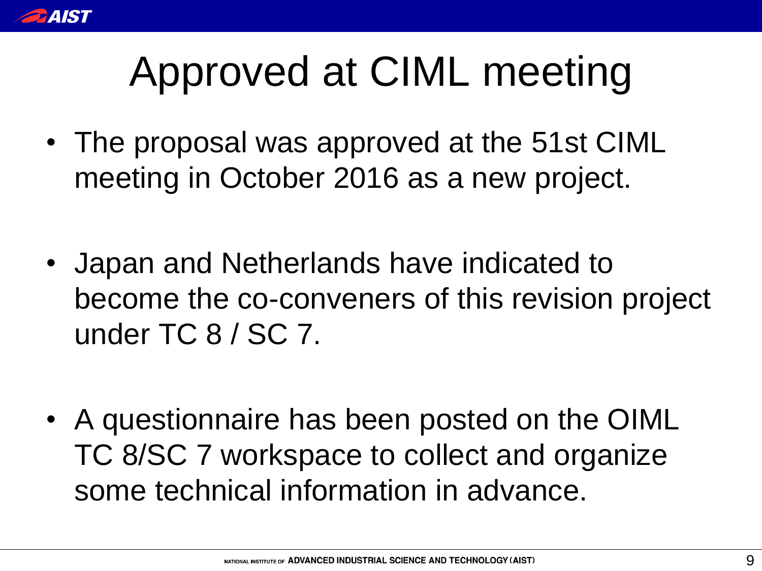# Approved at CIML meeting

- The proposal was approved at the 51st CIML meeting in October 2016 as a new project.

- Japan and Netherlands have indicated to become the co-conveners of this revision project under TC 8 / SC 7.

- A questionnaire has been posted on the OIML TC 8/SC 7 workspace to collect and organize some technical information in advance.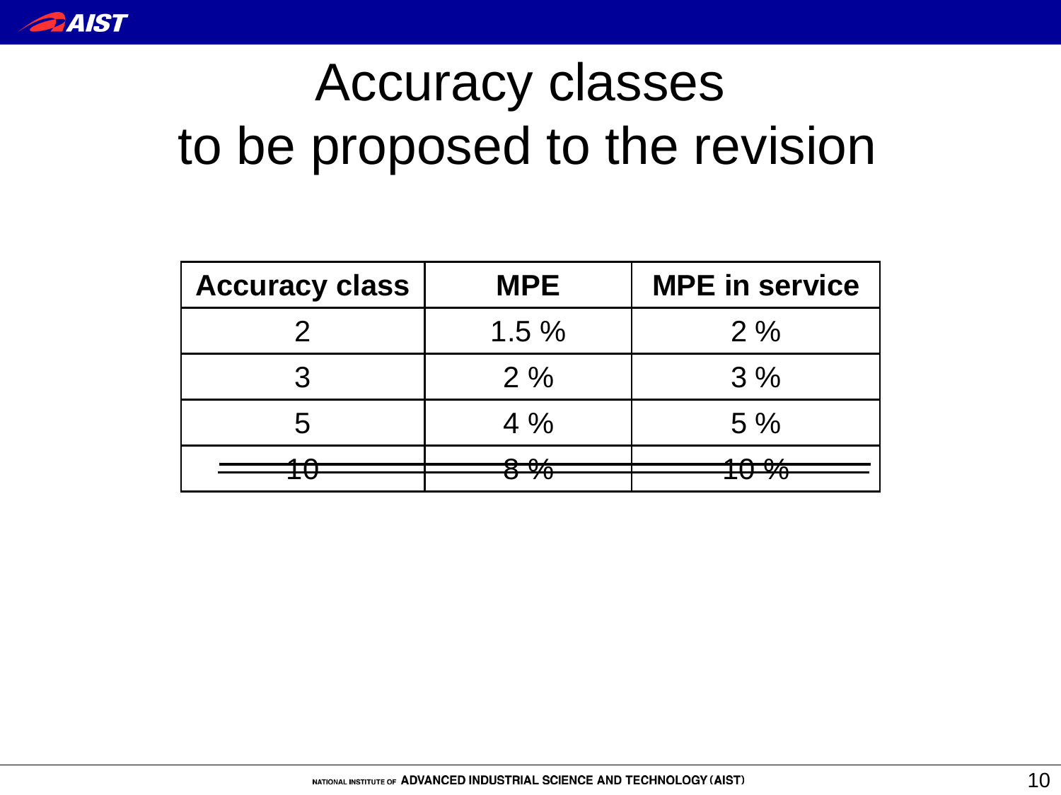# Accuracy classes to be proposed to the revision

| Accuracy class | MPE | MPE in service |
|---|---|---|
| 2 | 1.5 % | 2 % |
| 3 | 2 % | 3 % |
| 5 | 4 % | 5 % |
| ~~10~~ | ~~8 %~~ | ~~10 %~~ |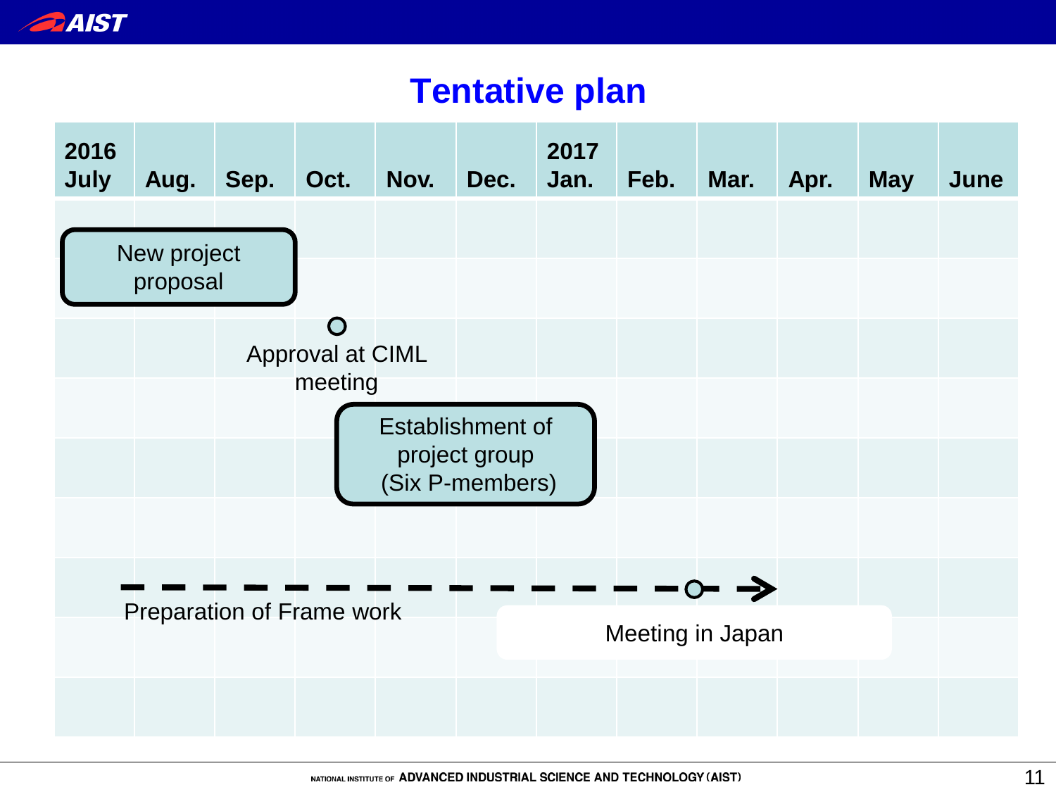# Tentative plan

| 2016 July | Aug. | Sep. | Oct. | Nov. | Dec. | 2017 Jan. | Feb. | Mar. | Apr. | May | June |
|---|---|---|---|---|---|---|---|---|---|---|---|

- New project proposal (July – Sep. 2016)
- Approval at CIML meeting (Oct. 2016)
- Establishment of project group (Six P-members) (Nov. 2016 – Jan. 2017)
- Preparation of Frame work (Aug. 2016 – Mar. 2017)
- Meeting in Japan (Mar. 2017)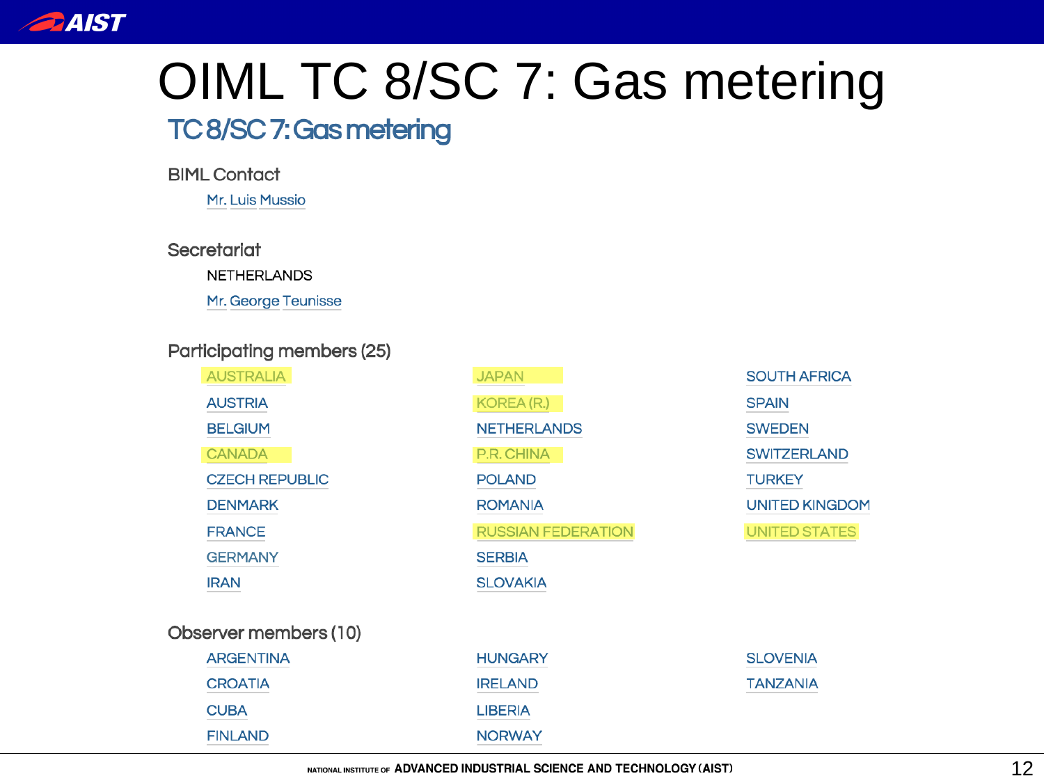# OIML TC 8/SC 7: Gas metering

## TC 8/SC 7: Gas metering

BIML Contact

Mr. Luis Mussio

Secretariat

NETHERLANDS

Mr. George Teunisse

Participating members (25)

- AUSTRALIA
- AUSTRIA
- BELGIUM
- CANADA
- CZECH REPUBLIC
- DENMARK
- FRANCE
- GERMANY
- IRAN
- JAPAN
- KOREA (R.)
- NETHERLANDS
- P.R. CHINA
- POLAND
- ROMANIA
- RUSSIAN FEDERATION
- SERBIA
- SLOVAKIA
- SOUTH AFRICA
- SPAIN
- SWEDEN
- SWITZERLAND
- TURKEY
- UNITED KINGDOM
- UNITED STATES

Observer members (10)

- ARGENTINA
- CROATIA
- CUBA
- FINLAND
- HUNGARY
- IRELAND
- LIBERIA
- NORWAY
- SLOVENIA
- TANZANIA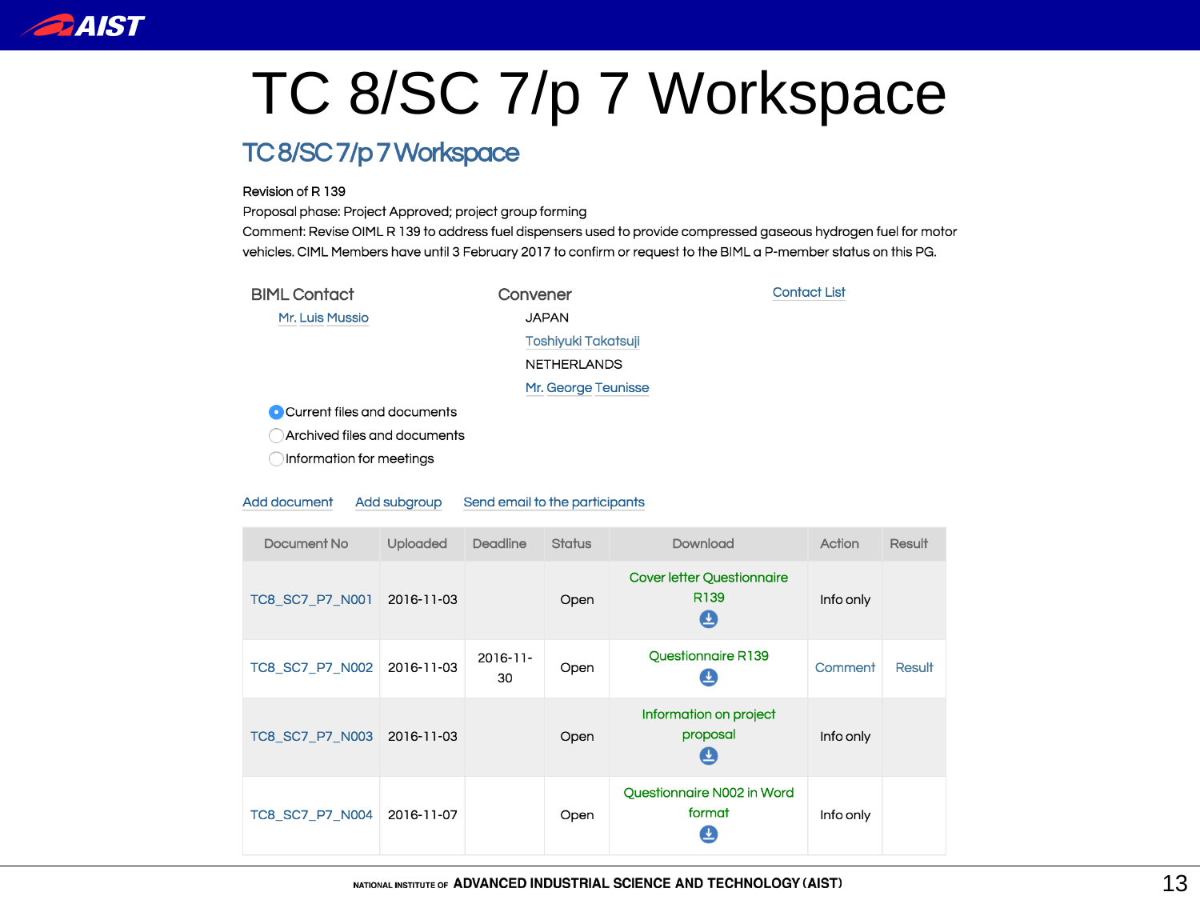# TC 8/SC 7/p 7 Workspace

## TC 8/SC 7/p 7 Workspace

Revision of R 139
Proposal phase: Project Approved; project group forming
Comment: Revise OIML R 139 to address fuel dispensers used to provide compressed gaseous hydrogen fuel for motor vehicles. CIML Members have until 3 February 2017 to confirm or request to the BIML a P-member status on this PG.

**BIML Contact**
Mr. Luis Mussio

**Convener**
JAPAN
Toshiyuki Takatsuji
NETHERLANDS
Mr. George Teunisse

Contact List

- (●) Current files and documents
- ( ) Archived files and documents
- ( ) Information for meetings

Add document   Add subgroup   Send email to the participants

| Document No | Uploaded | Deadline | Status | Download | Action | Result |
|---|---|---|---|---|---|---|
| TC8_SC7_P7_N001 | 2016-11-03 | | Open | Cover letter Questionnaire R139 | Info only | |
| TC8_SC7_P7_N002 | 2016-11-03 | 2016-11-30 | Open | Questionnaire R139 | Comment | Result |
| TC8_SC7_P7_N003 | 2016-11-03 | | Open | Information on project proposal | Info only | |
| TC8_SC7_P7_N004 | 2016-11-07 | | Open | Questionnaire N002 in Word format | Info only | |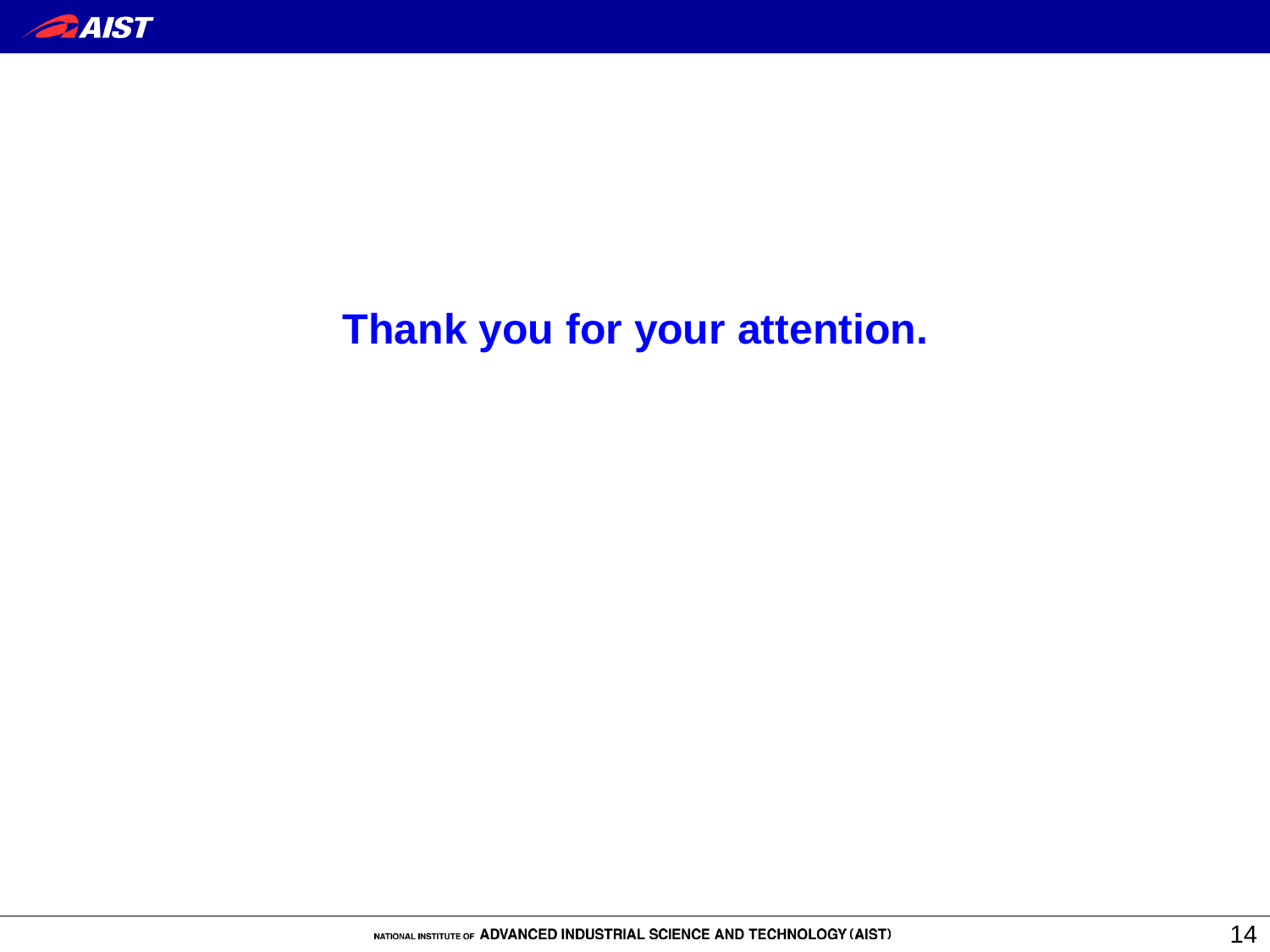**Thank you for your attention.**